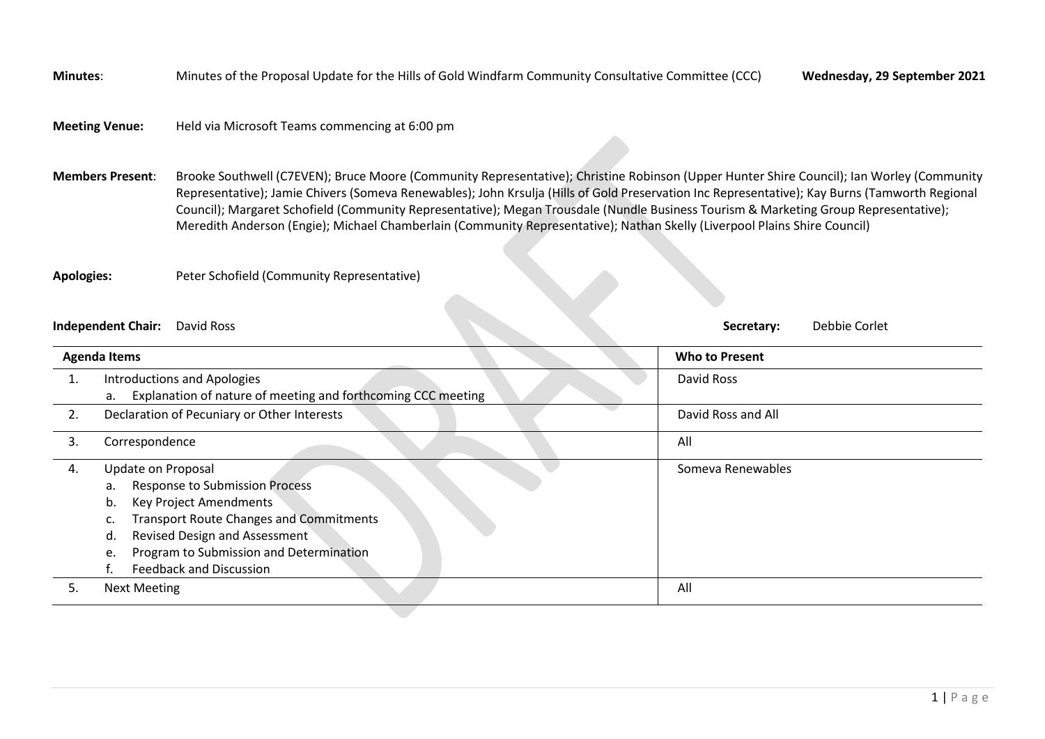**Minutes**: Minutes of the Proposal Update for the Hills of Gold Windfarm Community Consultative Committee (CCC) **Wednesday, 29 September 2021**

**Meeting Venue:** Held via Microsoft Teams commencing at 6:00 pm

**Members Present**: Brooke Southwell (C7EVEN); Bruce Moore (Community Representative); Christine Robinson (Upper Hunter Shire Council); Ian Worley (Community Representative); Jamie Chivers (Someva Renewables); John Krsulja (Hills of Gold Preservation Inc Representative); Kay Burns (Tamworth Regional Council); Margaret Schofield (Community Representative); Megan Trousdale (Nundle Business Tourism & Marketing Group Representative); Meredith Anderson (Engie); Michael Chamberlain (Community Representative); Nathan Skelly (Liverpool Plains Shire Council)

**Apologies:** Peter Schofield (Community Representative)

**Independent Chair:** David Ross **Secretary:** Debbie Corlet

| Agenda Items | Who to Present |
|---|---|
| 1. Introductions and Apologies<br>a. Explanation of nature of meeting and forthcoming CCC meeting | David Ross |
| 2. Declaration of Pecuniary or Other Interests | David Ross and All |
| 3. Correspondence | All |
| 4. Update on Proposal<br>a. Response to Submission Process<br>b. Key Project Amendments<br>c. Transport Route Changes and Commitments<br>d. Revised Design and Assessment<br>e. Program to Submission and Determination<br>f. Feedback and Discussion | Someva Renewables |
| 5. Next Meeting | All |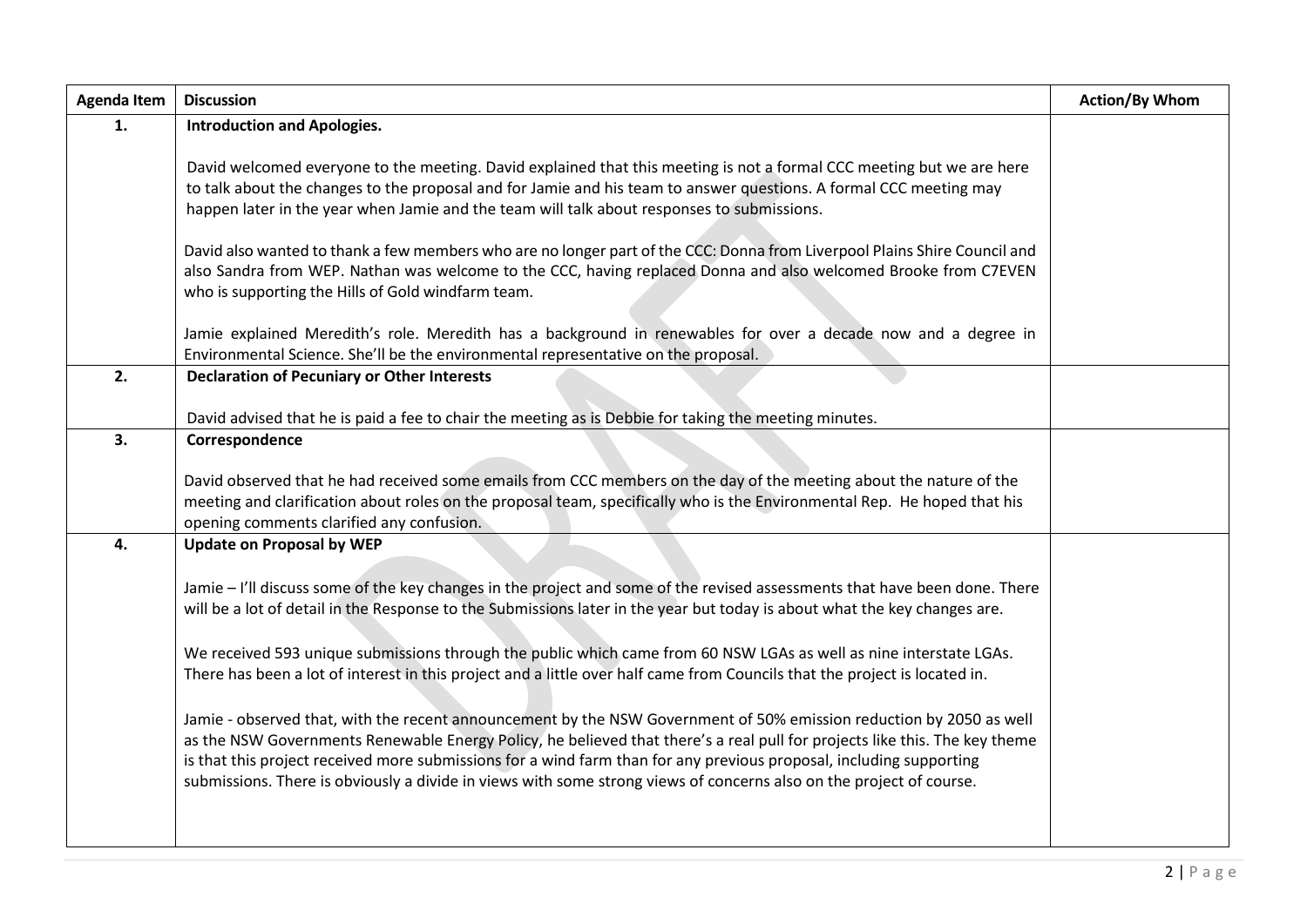| Agenda Item | Discussion | Action/By Whom |
|---|---|---|
| 1. | **Introduction and Apologies.**<br><br>David welcomed everyone to the meeting. David explained that this meeting is not a formal CCC meeting but we are here to talk about the changes to the proposal and for Jamie and his team to answer questions. A formal CCC meeting may happen later in the year when Jamie and the team will talk about responses to submissions.<br><br>David also wanted to thank a few members who are no longer part of the CCC: Donna from Liverpool Plains Shire Council and also Sandra from WEP. Nathan was welcome to the CCC, having replaced Donna and also welcomed Brooke from C7EVEN who is supporting the Hills of Gold windfarm team.<br><br>Jamie explained Meredith's role. Meredith has a background in renewables for over a decade now and a degree in Environmental Science. She'll be the environmental representative on the proposal. | |
| 2. | **Declaration of Pecuniary or Other Interests**<br><br>David advised that he is paid a fee to chair the meeting as is Debbie for taking the meeting minutes. | |
| 3. | **Correspondence**<br><br>David observed that he had received some emails from CCC members on the day of the meeting about the nature of the meeting and clarification about roles on the proposal team, specifically who is the Environmental Rep. He hoped that his opening comments clarified any confusion. | |
| 4. | **Update on Proposal by WEP**<br><br>Jamie – I'll discuss some of the key changes in the project and some of the revised assessments that have been done. There will be a lot of detail in the Response to the Submissions later in the year but today is about what the key changes are.<br><br>We received 593 unique submissions through the public which came from 60 NSW LGAs as well as nine interstate LGAs. There has been a lot of interest in this project and a little over half came from Councils that the project is located in.<br><br>Jamie - observed that, with the recent announcement by the NSW Government of 50% emission reduction by 2050 as well as the NSW Governments Renewable Energy Policy, he believed that there's a real pull for projects like this. The key theme is that this project received more submissions for a wind farm than for any previous proposal, including supporting submissions. There is obviously a divide in views with some strong views of concerns also on the project of course. | |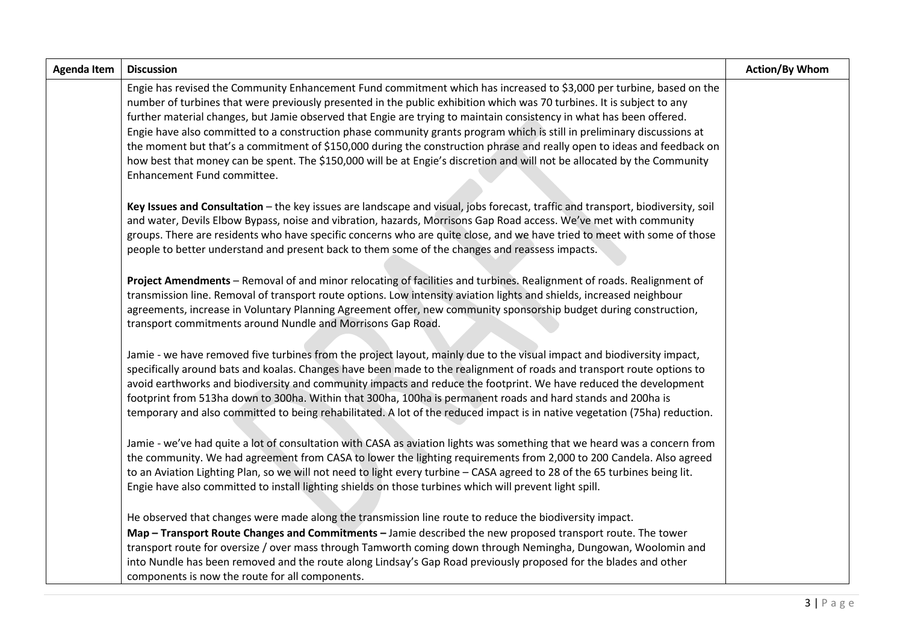| Agenda Item | Discussion | Action/By Whom |
|---|---|---|
| | Engie has revised the Community Enhancement Fund commitment which has increased to $3,000 per turbine, based on the number of turbines that were previously presented in the public exhibition which was 70 turbines. It is subject to any further material changes, but Jamie observed that Engie are trying to maintain consistency in what has been offered. Engie have also committed to a construction phase community grants program which is still in preliminary discussions at the moment but that's a commitment of $150,000 during the construction phrase and really open to ideas and feedback on how best that money can be spent. The $150,000 will be at Engie's discretion and will not be allocated by the Community Enhancement Fund committee.<br><br>**Key Issues and Consultation** – the key issues are landscape and visual, jobs forecast, traffic and transport, biodiversity, soil and water, Devils Elbow Bypass, noise and vibration, hazards, Morrisons Gap Road access. We've met with community groups. There are residents who have specific concerns who are quite close, and we have tried to meet with some of those people to better understand and present back to them some of the changes and reassess impacts.<br><br>**Project Amendments** – Removal of and minor relocating of facilities and turbines. Realignment of roads. Realignment of transmission line. Removal of transport route options. Low intensity aviation lights and shields, increased neighbour agreements, increase in Voluntary Planning Agreement offer, new community sponsorship budget during construction, transport commitments around Nundle and Morrisons Gap Road.<br><br>Jamie - we have removed five turbines from the project layout, mainly due to the visual impact and biodiversity impact, specifically around bats and koalas. Changes have been made to the realignment of roads and transport route options to avoid earthworks and biodiversity and community impacts and reduce the footprint. We have reduced the development footprint from 513ha down to 300ha. Within that 300ha, 100ha is permanent roads and hard stands and 200ha is temporary and also committed to being rehabilitated. A lot of the reduced impact is in native vegetation (75ha) reduction.<br><br>Jamie - we've had quite a lot of consultation with CASA as aviation lights was something that we heard was a concern from the community. We had agreement from CASA to lower the lighting requirements from 2,000 to 200 Candela. Also agreed to an Aviation Lighting Plan, so we will not need to light every turbine – CASA agreed to 28 of the 65 turbines being lit. Engie have also committed to install lighting shields on those turbines which will prevent light spill.<br><br>He observed that changes were made along the transmission line route to reduce the biodiversity impact.<br>**Map – Transport Route Changes and Commitments –** Jamie described the new proposed transport route. The tower transport route for oversize / over mass through Tamworth coming down through Nemingha, Dungowan, Woolomin and into Nundle has been removed and the route along Lindsay's Gap Road previously proposed for the blades and other components is now the route for all components. | |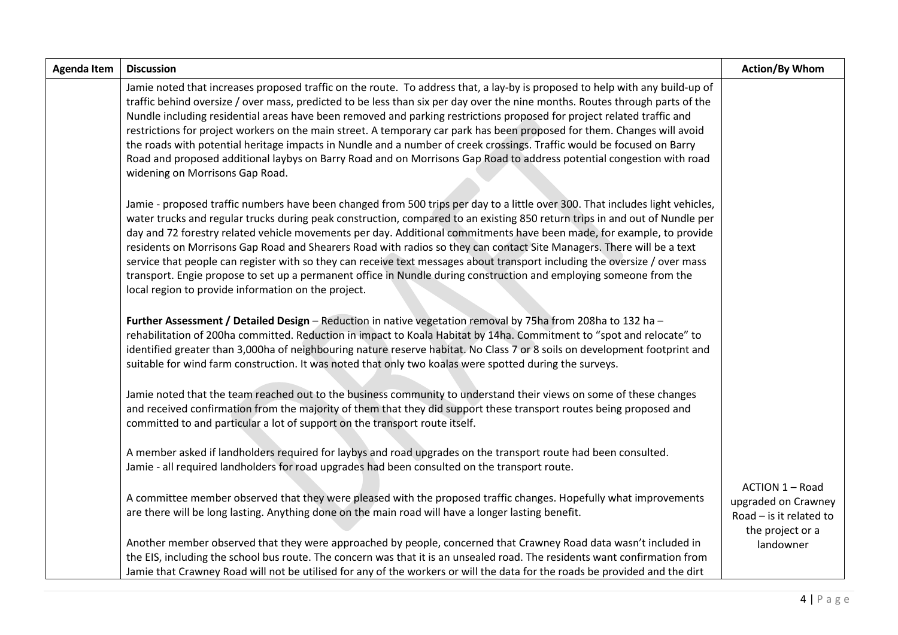| Agenda Item | Discussion | Action/By Whom |
|---|---|---|
| | Jamie noted that increases proposed traffic on the route. To address that, a lay-by is proposed to help with any build-up of traffic behind oversize / over mass, predicted to be less than six per day over the nine months. Routes through parts of the Nundle including residential areas have been removed and parking restrictions proposed for project related traffic and restrictions for project workers on the main street. A temporary car park has been proposed for them. Changes will avoid the roads with potential heritage impacts in Nundle and a number of creek crossings. Traffic would be focused on Barry Road and proposed additional laybys on Barry Road and on Morrisons Gap Road to address potential congestion with road widening on Morrisons Gap Road.<br><br>Jamie - proposed traffic numbers have been changed from 500 trips per day to a little over 300. That includes light vehicles, water trucks and regular trucks during peak construction, compared to an existing 850 return trips in and out of Nundle per day and 72 forestry related vehicle movements per day. Additional commitments have been made, for example, to provide residents on Morrisons Gap Road and Shearers Road with radios so they can contact Site Managers. There will be a text service that people can register with so they can receive text messages about transport including the oversize / over mass transport. Engie propose to set up a permanent office in Nundle during construction and employing someone from the local region to provide information on the project.<br><br>**Further Assessment / Detailed Design** – Reduction in native vegetation removal by 75ha from 208ha to 132 ha – rehabilitation of 200ha committed. Reduction in impact to Koala Habitat by 14ha. Commitment to "spot and relocate" to identified greater than 3,000ha of neighbouring nature reserve habitat. No Class 7 or 8 soils on development footprint and suitable for wind farm construction. It was noted that only two koalas were spotted during the surveys.<br><br>Jamie noted that the team reached out to the business community to understand their views on some of these changes and received confirmation from the majority of them that they did support these transport routes being proposed and committed to and particular a lot of support on the transport route itself.<br><br>A member asked if landholders required for laybys and road upgrades on the transport route had been consulted.<br>Jamie - all required landholders for road upgrades had been consulted on the transport route.<br><br>A committee member observed that they were pleased with the proposed traffic changes. Hopefully what improvements are there will be long lasting. Anything done on the main road will have a longer lasting benefit.<br><br>Another member observed that they were approached by people, concerned that Crawney Road data wasn't included in the EIS, including the school bus route. The concern was that it is an unsealed road. The residents want confirmation from Jamie that Crawney Road will not be utilised for any of the workers or will the data for the roads be provided and the dirt | ACTION 1 – Road upgraded on Crawney Road – is it related to the project or a landowner |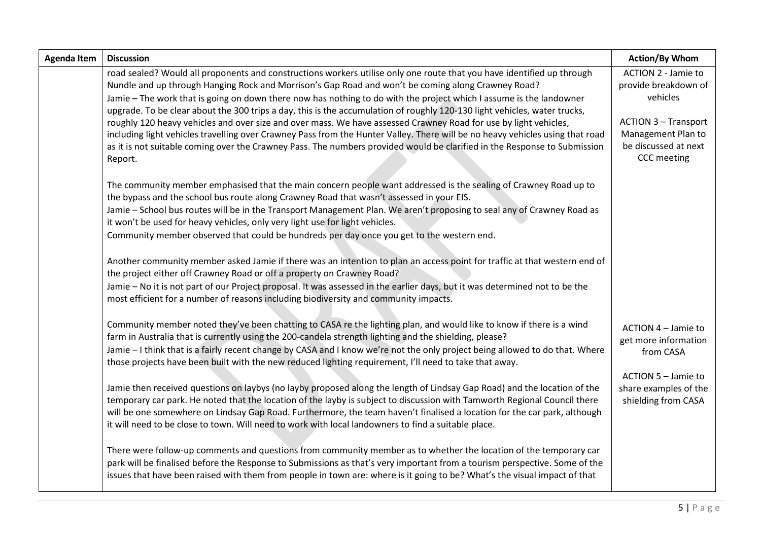| Agenda Item | Discussion | Action/By Whom |
|---|---|---|
| | road sealed? Would all proponents and constructions workers utilise only one route that you have identified up through Nundle and up through Hanging Rock and Morrison's Gap Road and won't be coming along Crawney Road?<br>Jamie – The work that is going on down there now has nothing to do with the project which I assume is the landowner upgrade. To be clear about the 300 trips a day, this is the accumulation of roughly 120-130 light vehicles, water trucks, roughly 120 heavy vehicles and over size and over mass. We have assessed Crawney Road for use by light vehicles, including light vehicles travelling over Crawney Pass from the Hunter Valley. There will be no heavy vehicles using that road as it is not suitable coming over the Crawney Pass. The numbers provided would be clarified in the Response to Submission Report.<br><br>The community member emphasised that the main concern people want addressed is the sealing of Crawney Road up to the bypass and the school bus route along Crawney Road that wasn't assessed in your EIS.<br>Jamie – School bus routes will be in the Transport Management Plan. We aren't proposing to seal any of Crawney Road as it won't be used for heavy vehicles, only very light use for light vehicles.<br>Community member observed that could be hundreds per day once you get to the western end.<br><br>Another community member asked Jamie if there was an intention to plan an access point for traffic at that western end of the project either off Crawney Road or off a property on Crawney Road?<br>Jamie – No it is not part of our Project proposal. It was assessed in the earlier days, but it was determined not to be the most efficient for a number of reasons including biodiversity and community impacts.<br><br>Community member noted they've been chatting to CASA re the lighting plan, and would like to know if there is a wind farm in Australia that is currently using the 200-candela strength lighting and the shielding, please?<br>Jamie – I think that is a fairly recent change by CASA and I know we're not the only project being allowed to do that. Where those projects have been built with the new reduced lighting requirement, I'll need to take that away.<br><br>Jamie then received questions on laybys (no layby proposed along the length of Lindsay Gap Road) and the location of the temporary car park. He noted that the location of the layby is subject to discussion with Tamworth Regional Council there will be one somewhere on Lindsay Gap Road. Furthermore, the team haven't finalised a location for the car park, although it will need to be close to town. Will need to work with local landowners to find a suitable place.<br><br>There were follow-up comments and questions from community member as to whether the location of the temporary car park will be finalised before the Response to Submissions as that's very important from a tourism perspective. Some of the issues that have been raised with them from people in town are: where is it going to be? What's the visual impact of that | ACTION 2 - Jamie to provide breakdown of vehicles<br><br>ACTION 3 – Transport Management Plan to be discussed at next CCC meeting<br><br>ACTION 4 – Jamie to get more information from CASA<br><br>ACTION 5 – Jamie to share examples of the shielding from CASA |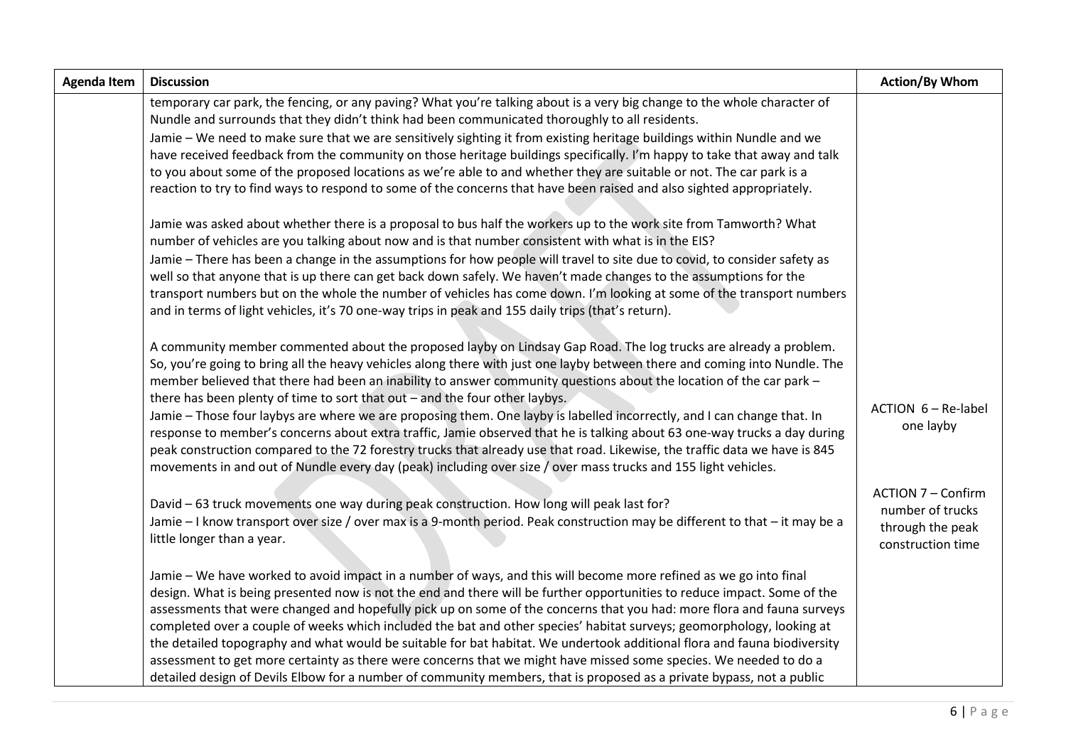| Agenda Item | Discussion | Action/By Whom |
|---|---|---|
| | temporary car park, the fencing, or any paving? What you're talking about is a very big change to the whole character of Nundle and surrounds that they didn't think had been communicated thoroughly to all residents.<br>Jamie – We need to make sure that we are sensitively sighting it from existing heritage buildings within Nundle and we have received feedback from the community on those heritage buildings specifically. I'm happy to take that away and talk to you about some of the proposed locations as we're able to and whether they are suitable or not. The car park is a reaction to try to find ways to respond to some of the concerns that have been raised and also sighted appropriately.<br><br>Jamie was asked about whether there is a proposal to bus half the workers up to the work site from Tamworth? What number of vehicles are you talking about now and is that number consistent with what is in the EIS?<br>Jamie – There has been a change in the assumptions for how people will travel to site due to covid, to consider safety as well so that anyone that is up there can get back down safely. We haven't made changes to the assumptions for the transport numbers but on the whole the number of vehicles has come down. I'm looking at some of the transport numbers and in terms of light vehicles, it's 70 one-way trips in peak and 155 daily trips (that's return).<br><br>A community member commented about the proposed layby on Lindsay Gap Road. The log trucks are already a problem. So, you're going to bring all the heavy vehicles along there with just one layby between there and coming into Nundle. The member believed that there had been an inability to answer community questions about the location of the car park – there has been plenty of time to sort that out – and the four other laybys.<br>Jamie – Those four laybys are where we are proposing them. One layby is labelled incorrectly, and I can change that. In response to member's concerns about extra traffic, Jamie observed that he is talking about 63 one-way trucks a day during peak construction compared to the 72 forestry trucks that already use that road. Likewise, the traffic data we have is 845 movements in and out of Nundle every day (peak) including over size / over mass trucks and 155 light vehicles.<br><br>David – 63 truck movements one way during peak construction. How long will peak last for?<br>Jamie – I know transport over size / over max is a 9-month period. Peak construction may be different to that – it may be a little longer than a year.<br><br>Jamie – We have worked to avoid impact in a number of ways, and this will become more refined as we go into final design. What is being presented now is not the end and there will be further opportunities to reduce impact. Some of the assessments that were changed and hopefully pick up on some of the concerns that you had: more flora and fauna surveys completed over a couple of weeks which included the bat and other species' habitat surveys; geomorphology, looking at the detailed topography and what would be suitable for bat habitat. We undertook additional flora and fauna biodiversity assessment to get more certainty as there were concerns that we might have missed some species. We needed to do a detailed design of Devils Elbow for a number of community members, that is proposed as a private bypass, not a public | ACTION 6 – Re-label one layby<br><br>ACTION 7 – Confirm number of trucks through the peak construction time |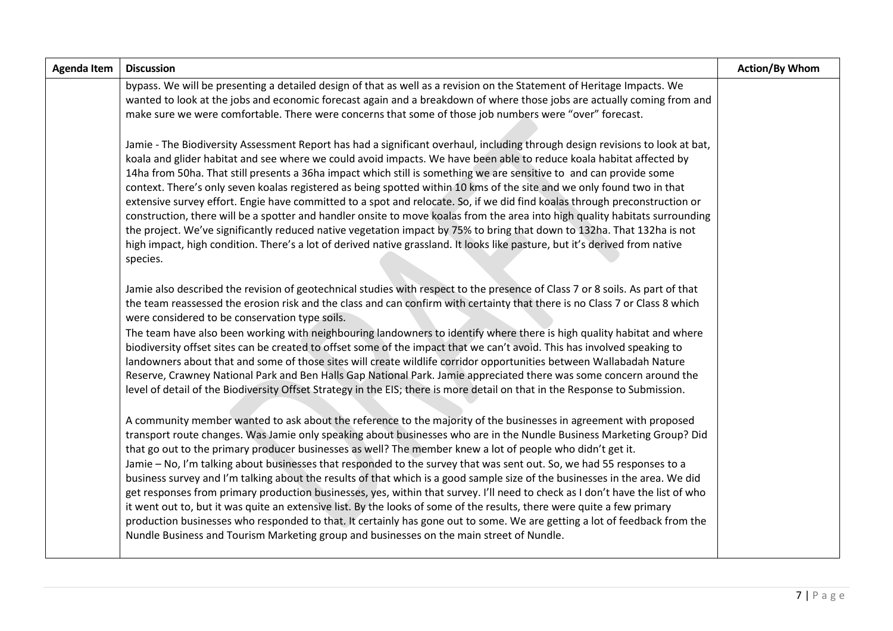| Agenda Item | Discussion | Action/By Whom |
|---|---|---|
| | bypass. We will be presenting a detailed design of that as well as a revision on the Statement of Heritage Impacts. We wanted to look at the jobs and economic forecast again and a breakdown of where those jobs are actually coming from and make sure we were comfortable. There were concerns that some of those job numbers were "over" forecast.<br><br>Jamie - The Biodiversity Assessment Report has had a significant overhaul, including through design revisions to look at bat, koala and glider habitat and see where we could avoid impacts. We have been able to reduce koala habitat affected by 14ha from 50ha. That still presents a 36ha impact which still is something we are sensitive to and can provide some context. There's only seven koalas registered as being spotted within 10 kms of the site and we only found two in that extensive survey effort. Engie have committed to a spot and relocate. So, if we did find koalas through preconstruction or construction, there will be a spotter and handler onsite to move koalas from the area into high quality habitats surrounding the project. We've significantly reduced native vegetation impact by 75% to bring that down to 132ha. That 132ha is not high impact, high condition. There's a lot of derived native grassland. It looks like pasture, but it's derived from native species.<br><br>Jamie also described the revision of geotechnical studies with respect to the presence of Class 7 or 8 soils. As part of that the team reassessed the erosion risk and the class and can confirm with certainty that there is no Class 7 or Class 8 which were considered to be conservation type soils.<br>The team have also been working with neighbouring landowners to identify where there is high quality habitat and where biodiversity offset sites can be created to offset some of the impact that we can't avoid. This has involved speaking to landowners about that and some of those sites will create wildlife corridor opportunities between Wallabadah Nature Reserve, Crawney National Park and Ben Halls Gap National Park. Jamie appreciated there was some concern around the level of detail of the Biodiversity Offset Strategy in the EIS; there is more detail on that in the Response to Submission.<br><br>A community member wanted to ask about the reference to the majority of the businesses in agreement with proposed transport route changes. Was Jamie only speaking about businesses who are in the Nundle Business Marketing Group? Did that go out to the primary producer businesses as well? The member knew a lot of people who didn't get it.<br>Jamie – No, I'm talking about businesses that responded to the survey that was sent out. So, we had 55 responses to a business survey and I'm talking about the results of that which is a good sample size of the businesses in the area. We did get responses from primary production businesses, yes, within that survey. I'll need to check as I don't have the list of who it went out to, but it was quite an extensive list. By the looks of some of the results, there were quite a few primary production businesses who responded to that. It certainly has gone out to some. We are getting a lot of feedback from the Nundle Business and Tourism Marketing group and businesses on the main street of Nundle. | |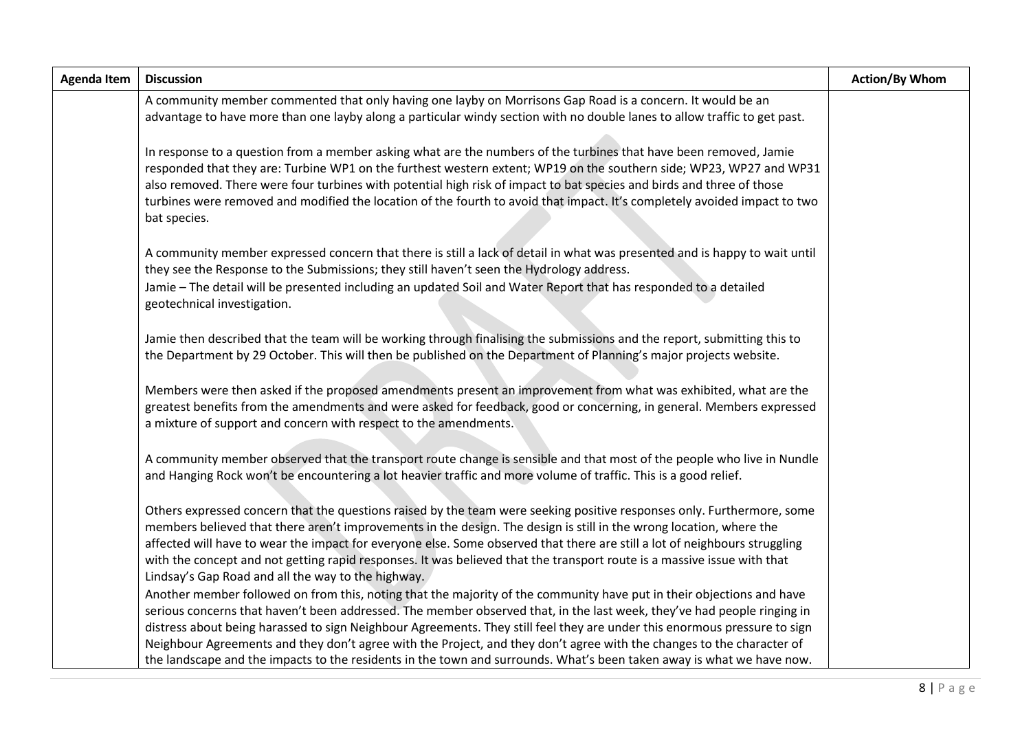| Agenda Item | Discussion | Action/By Whom |
|---|---|---|
| | A community member commented that only having one layby on Morrisons Gap Road is a concern. It would be an advantage to have more than one layby along a particular windy section with no double lanes to allow traffic to get past.<br><br>In response to a question from a member asking what are the numbers of the turbines that have been removed, Jamie responded that they are: Turbine WP1 on the furthest western extent; WP19 on the southern side; WP23, WP27 and WP31 also removed. There were four turbines with potential high risk of impact to bat species and birds and three of those turbines were removed and modified the location of the fourth to avoid that impact. It's completely avoided impact to two bat species.<br><br>A community member expressed concern that there is still a lack of detail in what was presented and is happy to wait until they see the Response to the Submissions; they still haven't seen the Hydrology address.<br>Jamie – The detail will be presented including an updated Soil and Water Report that has responded to a detailed geotechnical investigation.<br><br>Jamie then described that the team will be working through finalising the submissions and the report, submitting this to the Department by 29 October. This will then be published on the Department of Planning's major projects website.<br><br>Members were then asked if the proposed amendments present an improvement from what was exhibited, what are the greatest benefits from the amendments and were asked for feedback, good or concerning, in general. Members expressed a mixture of support and concern with respect to the amendments.<br><br>A community member observed that the transport route change is sensible and that most of the people who live in Nundle and Hanging Rock won't be encountering a lot heavier traffic and more volume of traffic. This is a good relief.<br><br>Others expressed concern that the questions raised by the team were seeking positive responses only. Furthermore, some members believed that there aren't improvements in the design. The design is still in the wrong location, where the affected will have to wear the impact for everyone else. Some observed that there are still a lot of neighbours struggling with the concept and not getting rapid responses. It was believed that the transport route is a massive issue with that Lindsay's Gap Road and all the way to the highway.<br>Another member followed on from this, noting that the majority of the community have put in their objections and have serious concerns that haven't been addressed. The member observed that, in the last week, they've had people ringing in distress about being harassed to sign Neighbour Agreements. They still feel they are under this enormous pressure to sign Neighbour Agreements and they don't agree with the Project, and they don't agree with the changes to the character of the landscape and the impacts to the residents in the town and surrounds. What's been taken away is what we have now. | |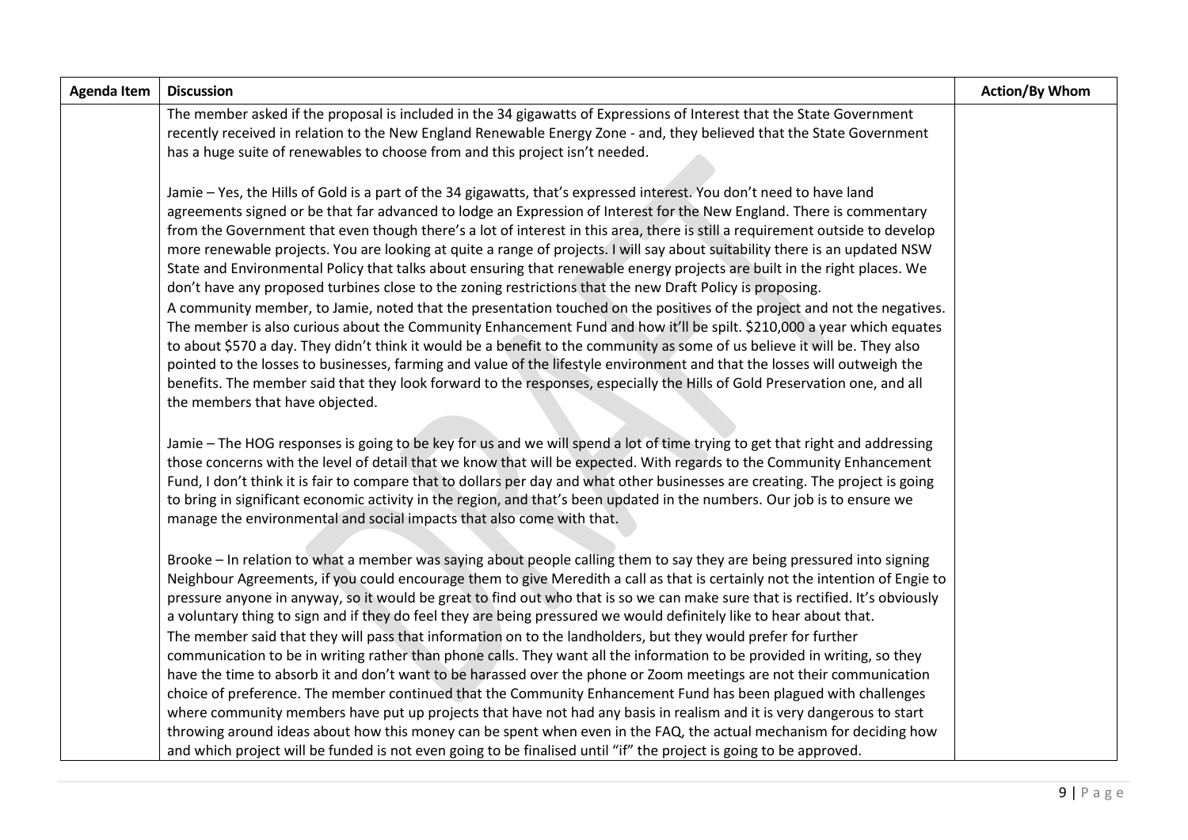| Agenda Item | Discussion | Action/By Whom |
|---|---|---|
| | The member asked if the proposal is included in the 34 gigawatts of Expressions of Interest that the State Government recently received in relation to the New England Renewable Energy Zone - and, they believed that the State Government has a huge suite of renewables to choose from and this project isn't needed.<br><br>Jamie – Yes, the Hills of Gold is a part of the 34 gigawatts, that's expressed interest. You don't need to have land agreements signed or be that far advanced to lodge an Expression of Interest for the New England. There is commentary from the Government that even though there's a lot of interest in this area, there is still a requirement outside to develop more renewable projects. You are looking at quite a range of projects. I will say about suitability there is an updated NSW State and Environmental Policy that talks about ensuring that renewable energy projects are built in the right places. We don't have any proposed turbines close to the zoning restrictions that the new Draft Policy is proposing.<br>A community member, to Jamie, noted that the presentation touched on the positives of the project and not the negatives. The member is also curious about the Community Enhancement Fund and how it'll be spilt. $210,000 a year which equates to about $570 a day. They didn't think it would be a benefit to the community as some of us believe it will be. They also pointed to the losses to businesses, farming and value of the lifestyle environment and that the losses will outweigh the benefits. The member said that they look forward to the responses, especially the Hills of Gold Preservation one, and all the members that have objected.<br><br>Jamie – The HOG responses is going to be key for us and we will spend a lot of time trying to get that right and addressing those concerns with the level of detail that we know that will be expected. With regards to the Community Enhancement Fund, I don't think it is fair to compare that to dollars per day and what other businesses are creating. The project is going to bring in significant economic activity in the region, and that's been updated in the numbers. Our job is to ensure we manage the environmental and social impacts that also come with that.<br><br>Brooke – In relation to what a member was saying about people calling them to say they are being pressured into signing Neighbour Agreements, if you could encourage them to give Meredith a call as that is certainly not the intention of Engie to pressure anyone in anyway, so it would be great to find out who that is so we can make sure that is rectified. It's obviously a voluntary thing to sign and if they do feel they are being pressured we would definitely like to hear about that.<br>The member said that they will pass that information on to the landholders, but they would prefer for further communication to be in writing rather than phone calls. They want all the information to be provided in writing, so they have the time to absorb it and don't want to be harassed over the phone or Zoom meetings are not their communication choice of preference. The member continued that the Community Enhancement Fund has been plagued with challenges where community members have put up projects that have not had any basis in realism and it is very dangerous to start throwing around ideas about how this money can be spent when even in the FAQ, the actual mechanism for deciding how and which project will be funded is not even going to be finalised until "if" the project is going to be approved. | |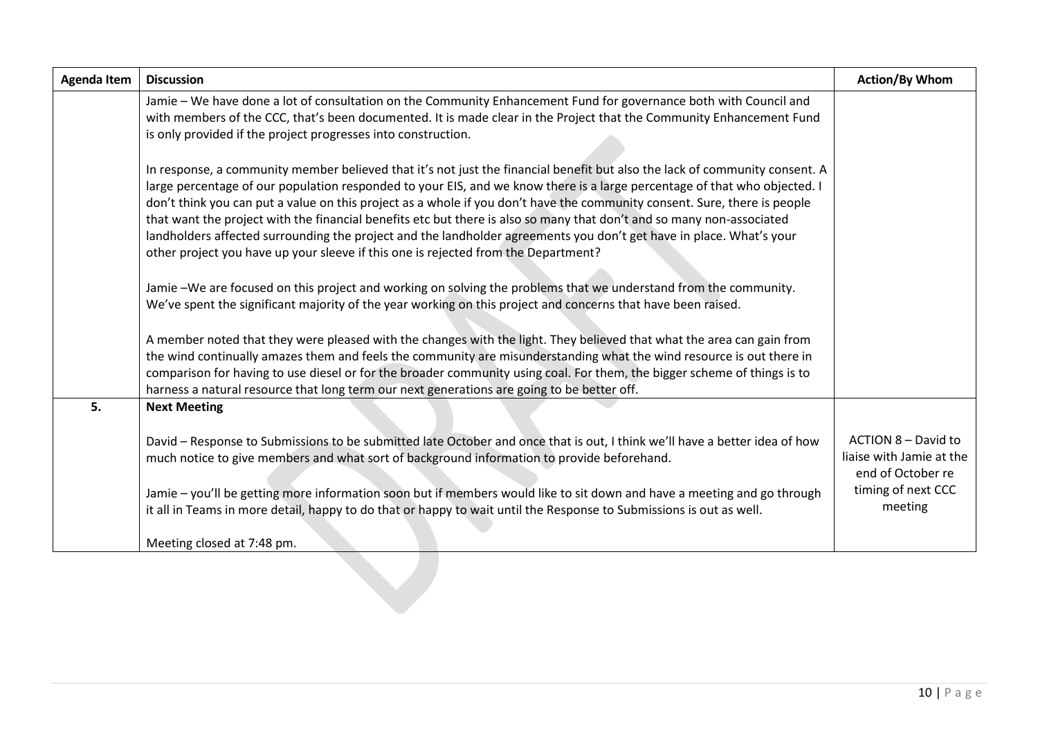| Agenda Item | Discussion | Action/By Whom |
|---|---|---|
| | Jamie – We have done a lot of consultation on the Community Enhancement Fund for governance both with Council and with members of the CCC, that's been documented. It is made clear in the Project that the Community Enhancement Fund is only provided if the project progresses into construction.<br><br>In response, a community member believed that it's not just the financial benefit but also the lack of community consent. A large percentage of our population responded to your EIS, and we know there is a large percentage of that who objected. I don't think you can put a value on this project as a whole if you don't have the community consent. Sure, there is people that want the project with the financial benefits etc but there is also so many that don't and so many non-associated landholders affected surrounding the project and the landholder agreements you don't get have in place. What's your other project you have up your sleeve if this one is rejected from the Department?<br><br>Jamie –We are focused on this project and working on solving the problems that we understand from the community. We've spent the significant majority of the year working on this project and concerns that have been raised.<br><br>A member noted that they were pleased with the changes with the light. They believed that what the area can gain from the wind continually amazes them and feels the community are misunderstanding what the wind resource is out there in comparison for having to use diesel or for the broader community using coal. For them, the bigger scheme of things is to harness a natural resource that long term our next generations are going to be better off. | |
| 5. | **Next Meeting**<br><br>David – Response to Submissions to be submitted late October and once that is out, I think we'll have a better idea of how much notice to give members and what sort of background information to provide beforehand.<br><br>Jamie – you'll be getting more information soon but if members would like to sit down and have a meeting and go through it all in Teams in more detail, happy to do that or happy to wait until the Response to Submissions is out as well.<br><br>Meeting closed at 7:48 pm. | ACTION 8 – David to liaise with Jamie at the end of October re timing of next CCC meeting |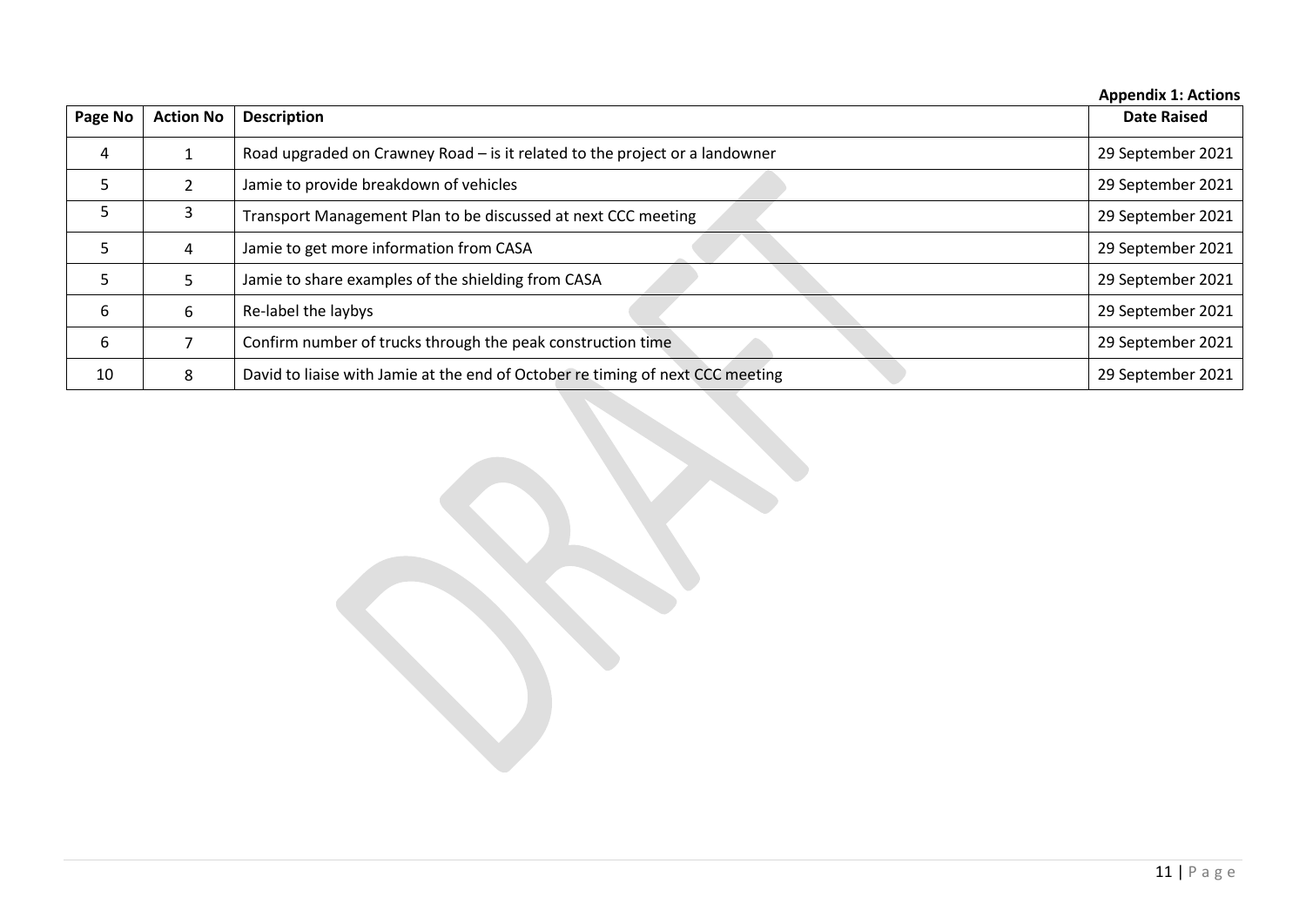**Appendix 1: Actions**

| Page No | Action No | Description | Date Raised |
|---|---|---|---|
| 4 | 1 | Road upgraded on Crawney Road – is it related to the project or a landowner | 29 September 2021 |
| 5 | 2 | Jamie to provide breakdown of vehicles | 29 September 2021 |
| 5 | 3 | Transport Management Plan to be discussed at next CCC meeting | 29 September 2021 |
| 5 | 4 | Jamie to get more information from CASA | 29 September 2021 |
| 5 | 5 | Jamie to share examples of the shielding from CASA | 29 September 2021 |
| 6 | 6 | Re-label the laybys | 29 September 2021 |
| 6 | 7 | Confirm number of trucks through the peak construction time | 29 September 2021 |
| 10 | 8 | David to liaise with Jamie at the end of October re timing of next CCC meeting | 29 September 2021 |